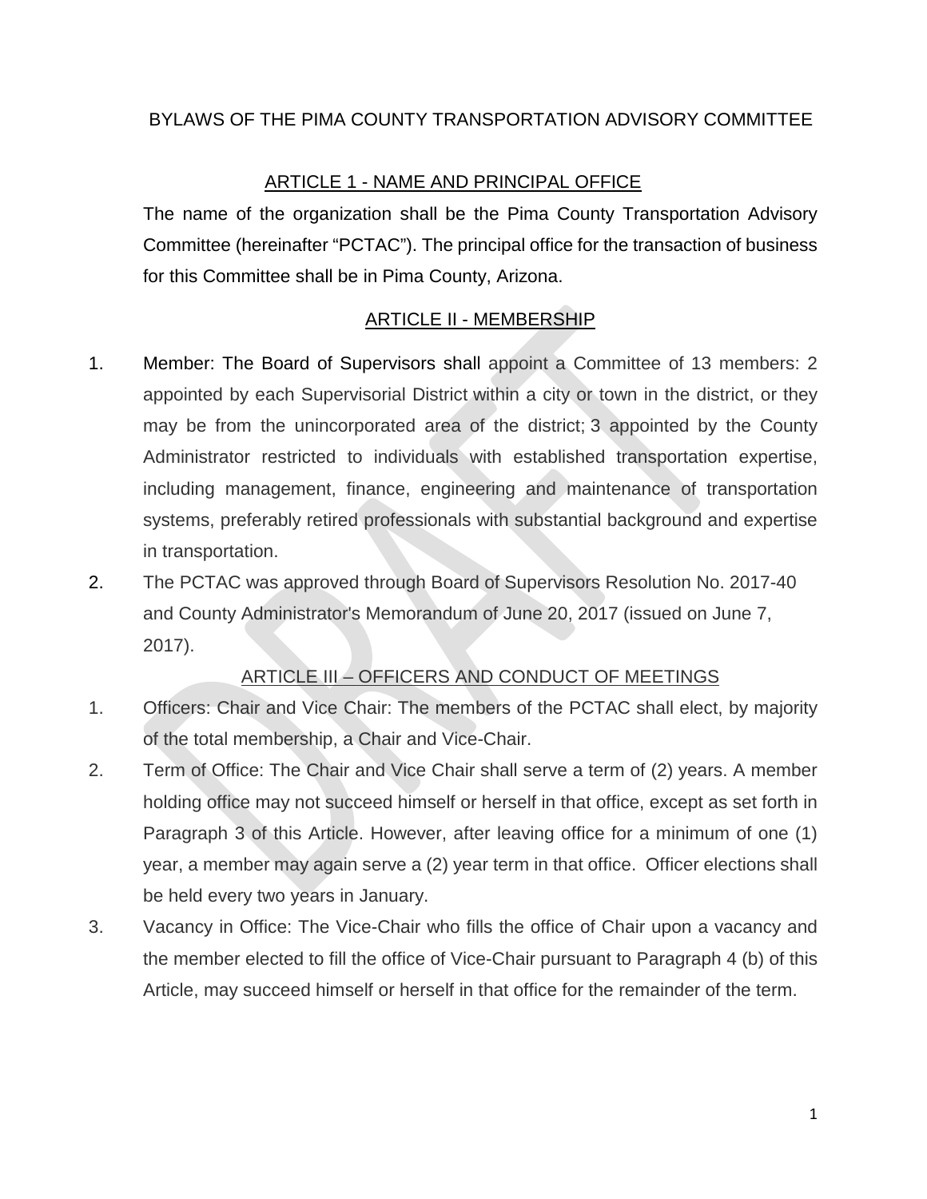BYLAWS OF THE PIMA COUNTY TRANSPORTATION ADVISORY COMMITTEE

## ARTICLE 1 - NAME AND PRINCIPAL OFFICE

The name of the organization shall be the Pima County Transportation Advisory Committee (hereinafter "PCTAC"). The principal office for the transaction of business for this Committee shall be in Pima County, Arizona.

## ARTICLE II - MEMBERSHIP

1. Member: The Board of Supervisors shall appoint a Committee of 13 members: 2 appointed by each Supervisorial District within a city or town in the district, or they may be from the unincorporated area of the district; 3 appointed by the County Administrator restricted to individuals with established transportation expertise, including management, finance, engineering and maintenance of transportation systems, preferably retired professionals with substantial background and expertise in transportation.
2. The PCTAC was approved through Board of Supervisors Resolution No. 2017-40 and County Administrator's Memorandum of June 20, 2017 (issued on June 7, 2017).

## ARTICLE III – OFFICERS AND CONDUCT OF MEETINGS

1. Officers: Chair and Vice Chair: The members of the PCTAC shall elect, by majority of the total membership, a Chair and Vice-Chair.
2. Term of Office: The Chair and Vice Chair shall serve a term of (2) years. A member holding office may not succeed himself or herself in that office, except as set forth in Paragraph 3 of this Article. However, after leaving office for a minimum of one (1) year, a member may again serve a (2) year term in that office. Officer elections shall be held every two years in January.
3. Vacancy in Office: The Vice-Chair who fills the office of Chair upon a vacancy and the member elected to fill the office of Vice-Chair pursuant to Paragraph 4 (b) of this Article, may succeed himself or herself in that office for the remainder of the term.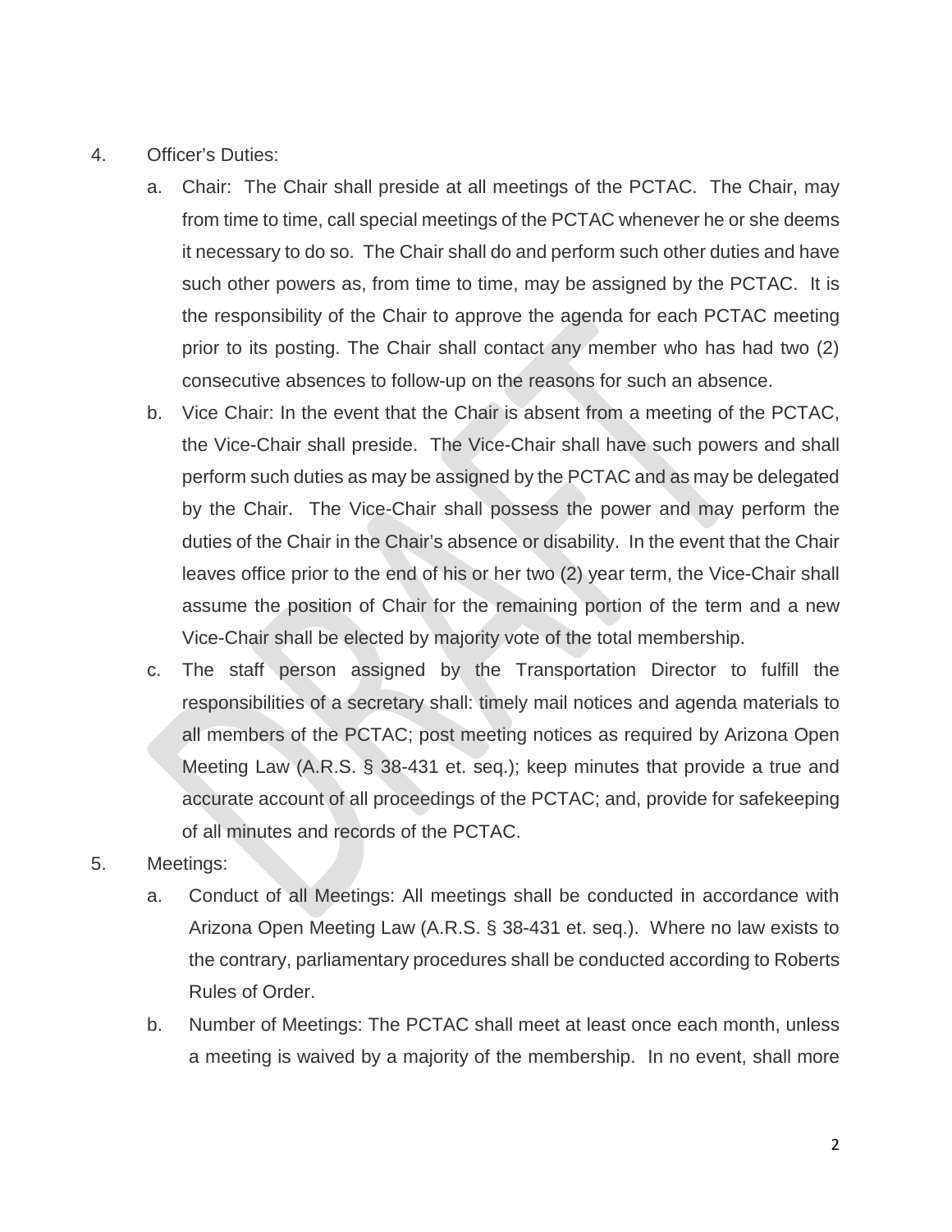4. Officer's Duties:

    a. Chair: The Chair shall preside at all meetings of the PCTAC. The Chair, may from time to time, call special meetings of the PCTAC whenever he or she deems it necessary to do so. The Chair shall do and perform such other duties and have such other powers as, from time to time, may be assigned by the PCTAC. It is the responsibility of the Chair to approve the agenda for each PCTAC meeting prior to its posting. The Chair shall contact any member who has had two (2) consecutive absences to follow-up on the reasons for such an absence.

    b. Vice Chair: In the event that the Chair is absent from a meeting of the PCTAC, the Vice-Chair shall preside. The Vice-Chair shall have such powers and shall perform such duties as may be assigned by the PCTAC and as may be delegated by the Chair. The Vice-Chair shall possess the power and may perform the duties of the Chair in the Chair's absence or disability. In the event that the Chair leaves office prior to the end of his or her two (2) year term, the Vice-Chair shall assume the position of Chair for the remaining portion of the term and a new Vice-Chair shall be elected by majority vote of the total membership.

    c. The staff person assigned by the Transportation Director to fulfill the responsibilities of a secretary shall: timely mail notices and agenda materials to all members of the PCTAC; post meeting notices as required by Arizona Open Meeting Law (A.R.S. § 38-431 et. seq.); keep minutes that provide a true and accurate account of all proceedings of the PCTAC; and, provide for safekeeping of all minutes and records of the PCTAC.

5. Meetings:

    a. Conduct of all Meetings: All meetings shall be conducted in accordance with Arizona Open Meeting Law (A.R.S. § 38-431 et. seq.). Where no law exists to the contrary, parliamentary procedures shall be conducted according to Roberts Rules of Order.

    b. Number of Meetings: The PCTAC shall meet at least once each month, unless a meeting is waived by a majority of the membership. In no event, shall more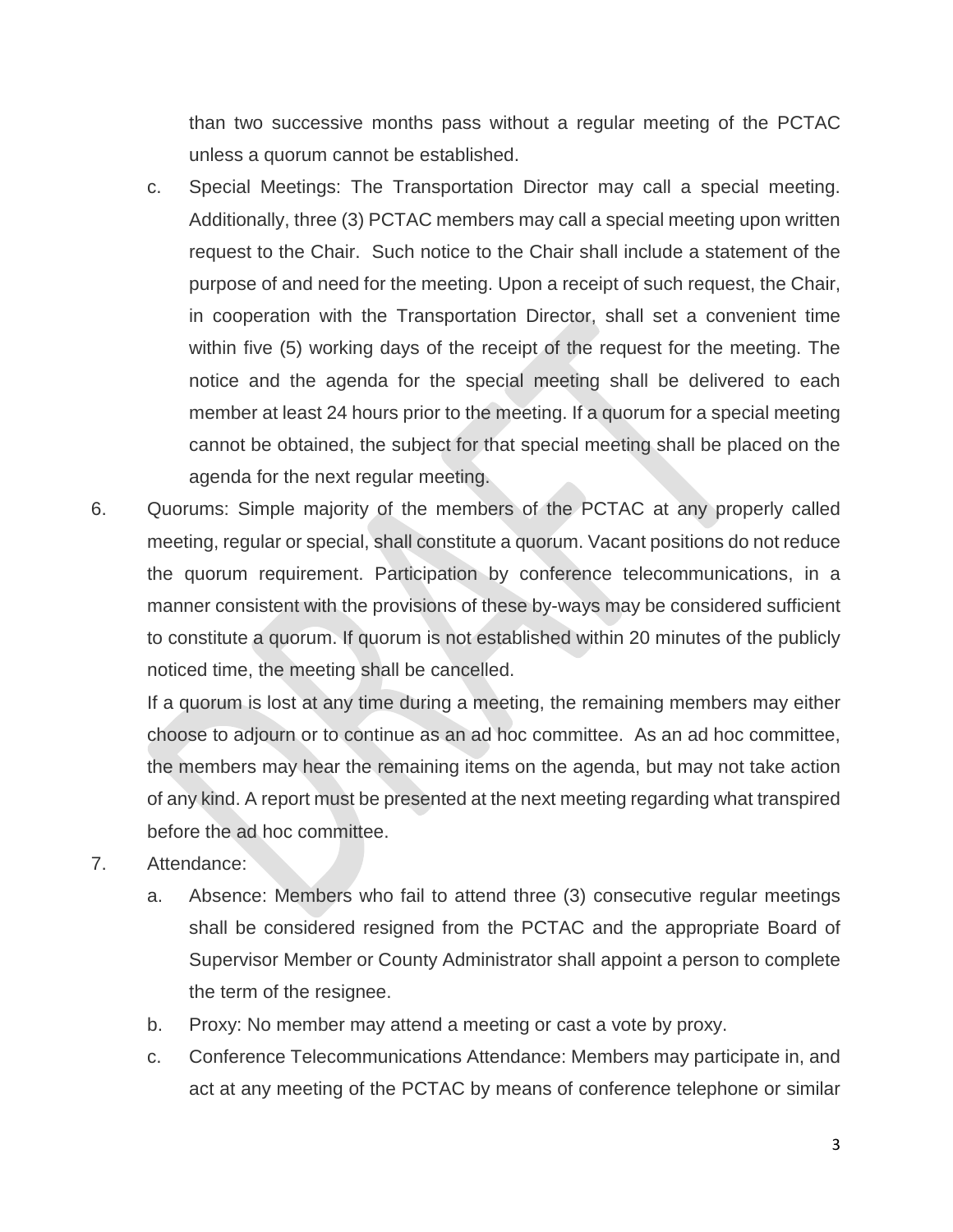than two successive months pass without a regular meeting of the PCTAC unless a quorum cannot be established.

  c. Special Meetings: The Transportation Director may call a special meeting. Additionally, three (3) PCTAC members may call a special meeting upon written request to the Chair. Such notice to the Chair shall include a statement of the purpose of and need for the meeting. Upon a receipt of such request, the Chair, in cooperation with the Transportation Director, shall set a convenient time within five (5) working days of the receipt of the request for the meeting. The notice and the agenda for the special meeting shall be delivered to each member at least 24 hours prior to the meeting. If a quorum for a special meeting cannot be obtained, the subject for that special meeting shall be placed on the agenda for the next regular meeting.

6. Quorums: Simple majority of the members of the PCTAC at any properly called meeting, regular or special, shall constitute a quorum. Vacant positions do not reduce the quorum requirement. Participation by conference telecommunications, in a manner consistent with the provisions of these by-ways may be considered sufficient to constitute a quorum. If quorum is not established within 20 minutes of the publicly noticed time, the meeting shall be cancelled.

   If a quorum is lost at any time during a meeting, the remaining members may either choose to adjourn or to continue as an ad hoc committee. As an ad hoc committee, the members may hear the remaining items on the agenda, but may not take action of any kind. A report must be presented at the next meeting regarding what transpired before the ad hoc committee.

7. Attendance:

   a. Absence: Members who fail to attend three (3) consecutive regular meetings shall be considered resigned from the PCTAC and the appropriate Board of Supervisor Member or County Administrator shall appoint a person to complete the term of the resignee.

   b. Proxy: No member may attend a meeting or cast a vote by proxy.

   c. Conference Telecommunications Attendance: Members may participate in, and act at any meeting of the PCTAC by means of conference telephone or similar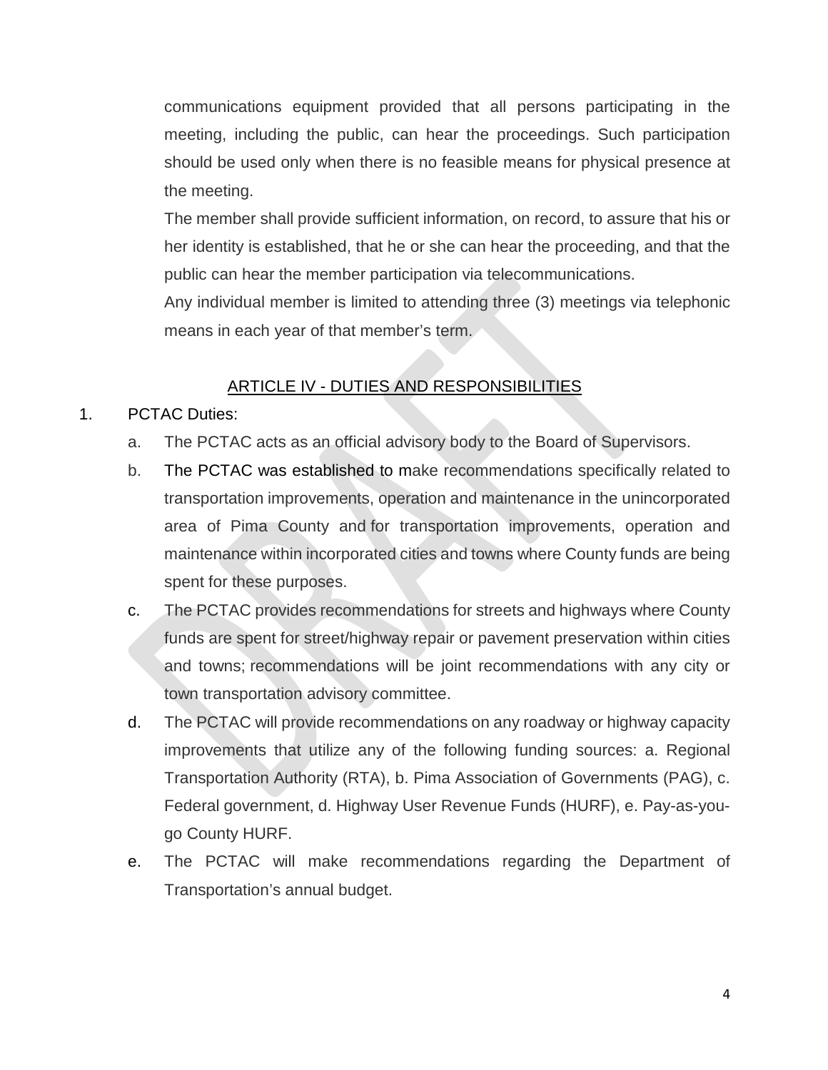communications equipment provided that all persons participating in the meeting, including the public, can hear the proceedings. Such participation should be used only when there is no feasible means for physical presence at the meeting.

The member shall provide sufficient information, on record, to assure that his or her identity is established, that he or she can hear the proceeding, and that the public can hear the member participation via telecommunications.

Any individual member is limited to attending three (3) meetings via telephonic means in each year of that member's term.

## ARTICLE IV - DUTIES AND RESPONSIBILITIES

1. PCTAC Duties:
   a. The PCTAC acts as an official advisory body to the Board of Supervisors.
   b. The PCTAC was established to make recommendations specifically related to transportation improvements, operation and maintenance in the unincorporated area of Pima County and for transportation improvements, operation and maintenance within incorporated cities and towns where County funds are being spent for these purposes.
   c. The PCTAC provides recommendations for streets and highways where County funds are spent for street/highway repair or pavement preservation within cities and towns; recommendations will be joint recommendations with any city or town transportation advisory committee.
   d. The PCTAC will provide recommendations on any roadway or highway capacity improvements that utilize any of the following funding sources: a. Regional Transportation Authority (RTA), b. Pima Association of Governments (PAG), c. Federal government, d. Highway User Revenue Funds (HURF), e. Pay-as-you-go County HURF.
   e. The PCTAC will make recommendations regarding the Department of Transportation's annual budget.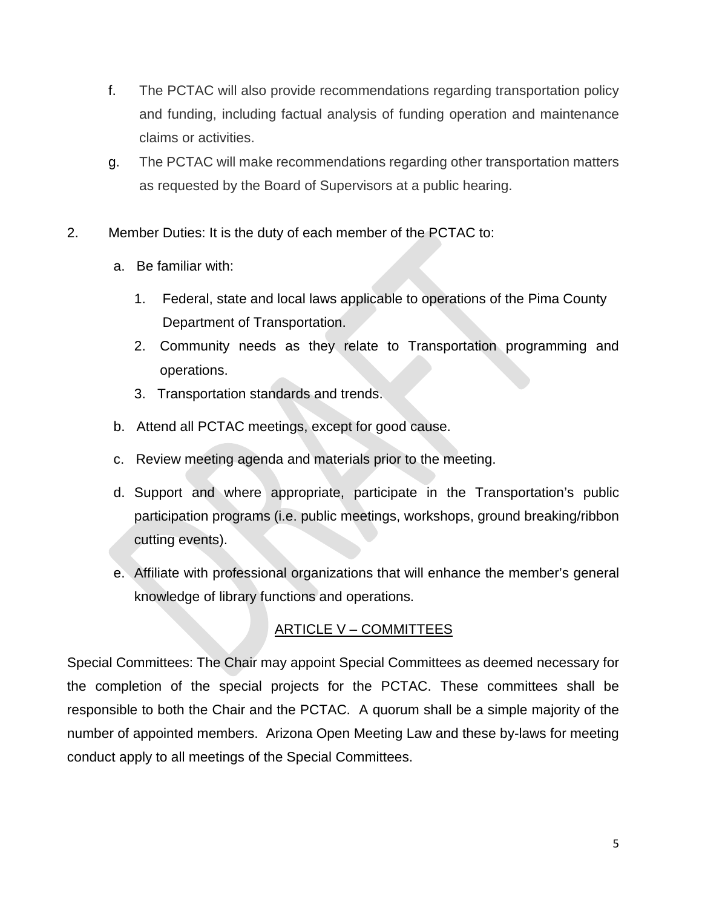f. The PCTAC will also provide recommendations regarding transportation policy and funding, including factual analysis of funding operation and maintenance claims or activities.

g. The PCTAC will make recommendations regarding other transportation matters as requested by the Board of Supervisors at a public hearing.

2. Member Duties: It is the duty of each member of the PCTAC to:

   a. Be familiar with:

      1. Federal, state and local laws applicable to operations of the Pima County Department of Transportation.
      2. Community needs as they relate to Transportation programming and operations.
      3. Transportation standards and trends.

   b. Attend all PCTAC meetings, except for good cause.

   c. Review meeting agenda and materials prior to the meeting.

   d. Support and where appropriate, participate in the Transportation's public participation programs (i.e. public meetings, workshops, ground breaking/ribbon cutting events).

   e. Affiliate with professional organizations that will enhance the member's general knowledge of library functions and operations.

## ARTICLE V – COMMITTEES

Special Committees: The Chair may appoint Special Committees as deemed necessary for the completion of the special projects for the PCTAC. These committees shall be responsible to both the Chair and the PCTAC. A quorum shall be a simple majority of the number of appointed members. Arizona Open Meeting Law and these by-laws for meeting conduct apply to all meetings of the Special Committees.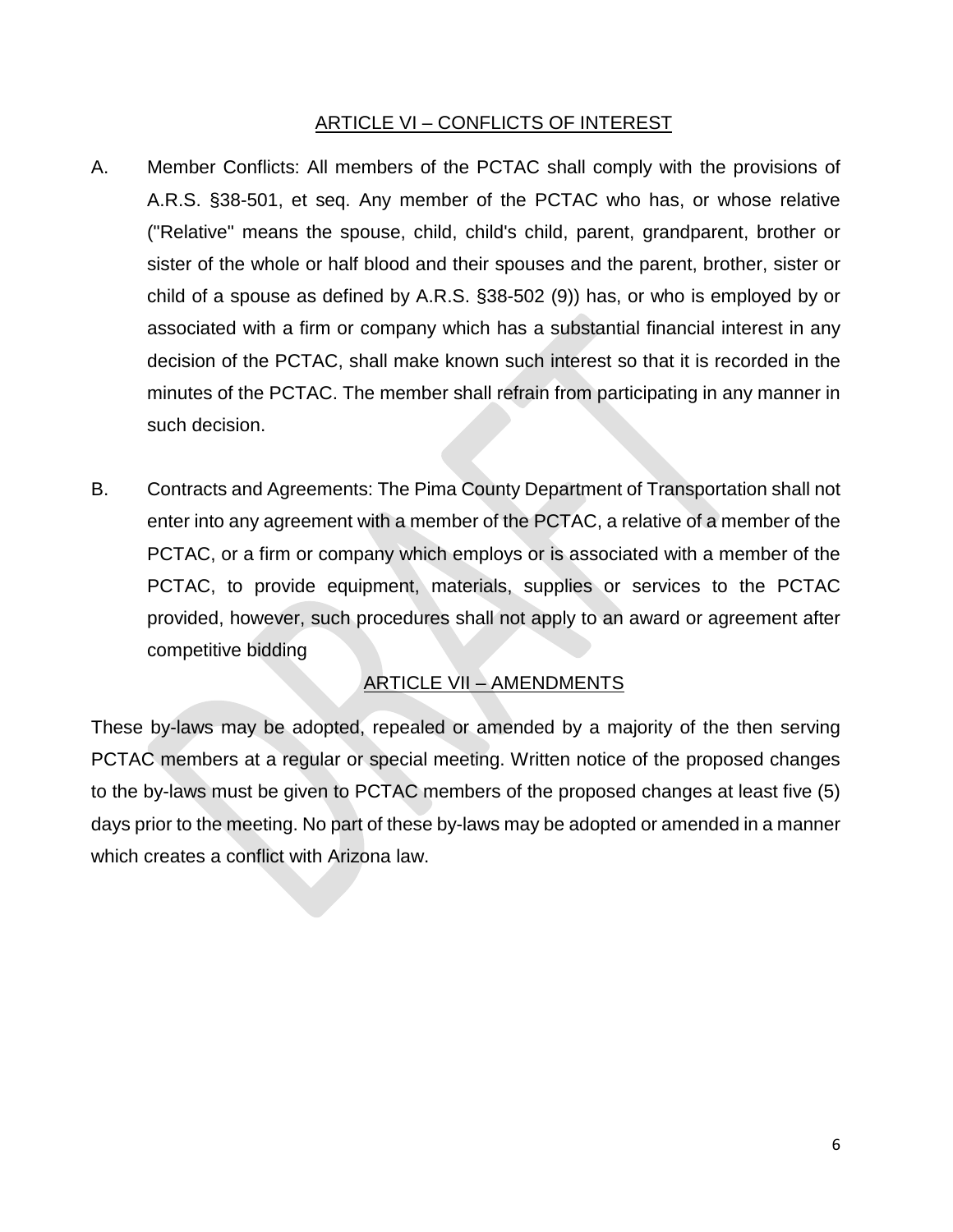## ARTICLE VI – CONFLICTS OF INTEREST

A. Member Conflicts: All members of the PCTAC shall comply with the provisions of A.R.S. §38-501, et seq. Any member of the PCTAC who has, or whose relative ("Relative" means the spouse, child, child's child, parent, grandparent, brother or sister of the whole or half blood and their spouses and the parent, brother, sister or child of a spouse as defined by A.R.S. §38-502 (9)) has, or who is employed by or associated with a firm or company which has a substantial financial interest in any decision of the PCTAC, shall make known such interest so that it is recorded in the minutes of the PCTAC. The member shall refrain from participating in any manner in such decision.

B. Contracts and Agreements: The Pima County Department of Transportation shall not enter into any agreement with a member of the PCTAC, a relative of a member of the PCTAC, or a firm or company which employs or is associated with a member of the PCTAC, to provide equipment, materials, supplies or services to the PCTAC provided, however, such procedures shall not apply to an award or agreement after competitive bidding

## ARTICLE VII – AMENDMENTS

These by-laws may be adopted, repealed or amended by a majority of the then serving PCTAC members at a regular or special meeting. Written notice of the proposed changes to the by-laws must be given to PCTAC members of the proposed changes at least five (5) days prior to the meeting. No part of these by-laws may be adopted or amended in a manner which creates a conflict with Arizona law.